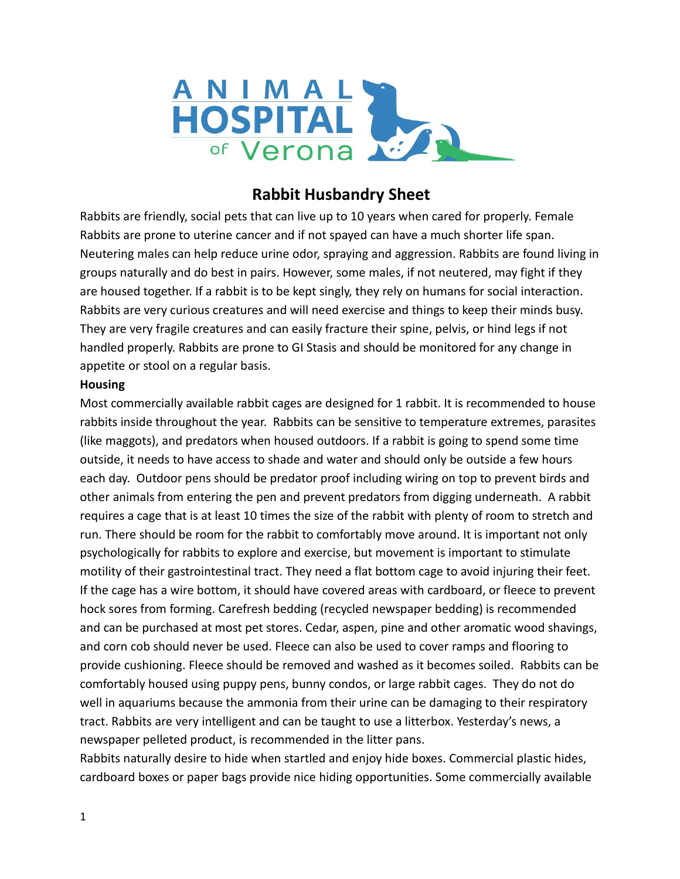# Rabbit Husbandry Sheet

Rabbits are friendly, social pets that can live up to 10 years when cared for properly. Female Rabbits are prone to uterine cancer and if not spayed can have a much shorter life span. Neutering males can help reduce urine odor, spraying and aggression. Rabbits are found living in groups naturally and do best in pairs. However, some males, if not neutered, may fight if they are housed together. If a rabbit is to be kept singly, they rely on humans for social interaction. Rabbits are very curious creatures and will need exercise and things to keep their minds busy. They are very fragile creatures and can easily fracture their spine, pelvis, or hind legs if not handled properly. Rabbits are prone to GI Stasis and should be monitored for any change in appetite or stool on a regular basis.

**Housing**

Most commercially available rabbit cages are designed for 1 rabbit. It is recommended to house rabbits inside throughout the year. Rabbits can be sensitive to temperature extremes, parasites (like maggots), and predators when housed outdoors. If a rabbit is going to spend some time outside, it needs to have access to shade and water and should only be outside a few hours each day. Outdoor pens should be predator proof including wiring on top to prevent birds and other animals from entering the pen and prevent predators from digging underneath. A rabbit requires a cage that is at least 10 times the size of the rabbit with plenty of room to stretch and run. There should be room for the rabbit to comfortably move around. It is important not only psychologically for rabbits to explore and exercise, but movement is important to stimulate motility of their gastrointestinal tract. They need a flat bottom cage to avoid injuring their feet. If the cage has a wire bottom, it should have covered areas with cardboard, or fleece to prevent hock sores from forming. Carefresh bedding (recycled newspaper bedding) is recommended and can be purchased at most pet stores. Cedar, aspen, pine and other aromatic wood shavings, and corn cob should never be used. Fleece can also be used to cover ramps and flooring to provide cushioning. Fleece should be removed and washed as it becomes soiled. Rabbits can be comfortably housed using puppy pens, bunny condos, or large rabbit cages. They do not do well in aquariums because the ammonia from their urine can be damaging to their respiratory tract. Rabbits are very intelligent and can be taught to use a litterbox. Yesterday's news, a newspaper pelleted product, is recommended in the litter pans.

Rabbits naturally desire to hide when startled and enjoy hide boxes. Commercial plastic hides, cardboard boxes or paper bags provide nice hiding opportunities. Some commercially available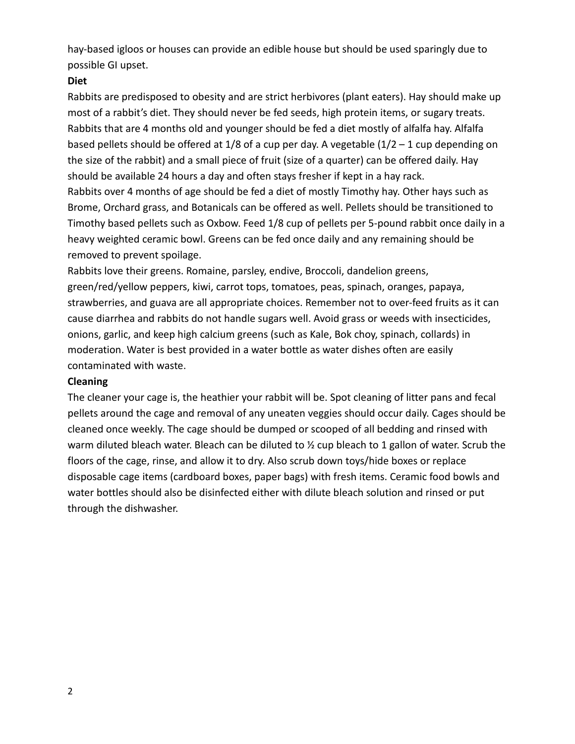hay-based igloos or houses can provide an edible house but should be used sparingly due to possible GI upset.

**Diet**

Rabbits are predisposed to obesity and are strict herbivores (plant eaters). Hay should make up most of a rabbit's diet. They should never be fed seeds, high protein items, or sugary treats. Rabbits that are 4 months old and younger should be fed a diet mostly of alfalfa hay. Alfalfa based pellets should be offered at 1/8 of a cup per day. A vegetable (1/2 – 1 cup depending on the size of the rabbit) and a small piece of fruit (size of a quarter) can be offered daily. Hay should be available 24 hours a day and often stays fresher if kept in a hay rack.

Rabbits over 4 months of age should be fed a diet of mostly Timothy hay. Other hays such as Brome, Orchard grass, and Botanicals can be offered as well. Pellets should be transitioned to Timothy based pellets such as Oxbow. Feed 1/8 cup of pellets per 5-pound rabbit once daily in a heavy weighted ceramic bowl. Greens can be fed once daily and any remaining should be removed to prevent spoilage.

Rabbits love their greens. Romaine, parsley, endive, Broccoli, dandelion greens, green/red/yellow peppers, kiwi, carrot tops, tomatoes, peas, spinach, oranges, papaya, strawberries, and guava are all appropriate choices. Remember not to over-feed fruits as it can cause diarrhea and rabbits do not handle sugars well. Avoid grass or weeds with insecticides, onions, garlic, and keep high calcium greens (such as Kale, Bok choy, spinach, collards) in moderation. Water is best provided in a water bottle as water dishes often are easily contaminated with waste.

**Cleaning**

The cleaner your cage is, the heathier your rabbit will be. Spot cleaning of litter pans and fecal pellets around the cage and removal of any uneaten veggies should occur daily. Cages should be cleaned once weekly. The cage should be dumped or scooped of all bedding and rinsed with warm diluted bleach water. Bleach can be diluted to ½ cup bleach to 1 gallon of water. Scrub the floors of the cage, rinse, and allow it to dry. Also scrub down toys/hide boxes or replace disposable cage items (cardboard boxes, paper bags) with fresh items. Ceramic food bowls and water bottles should also be disinfected either with dilute bleach solution and rinsed or put through the dishwasher.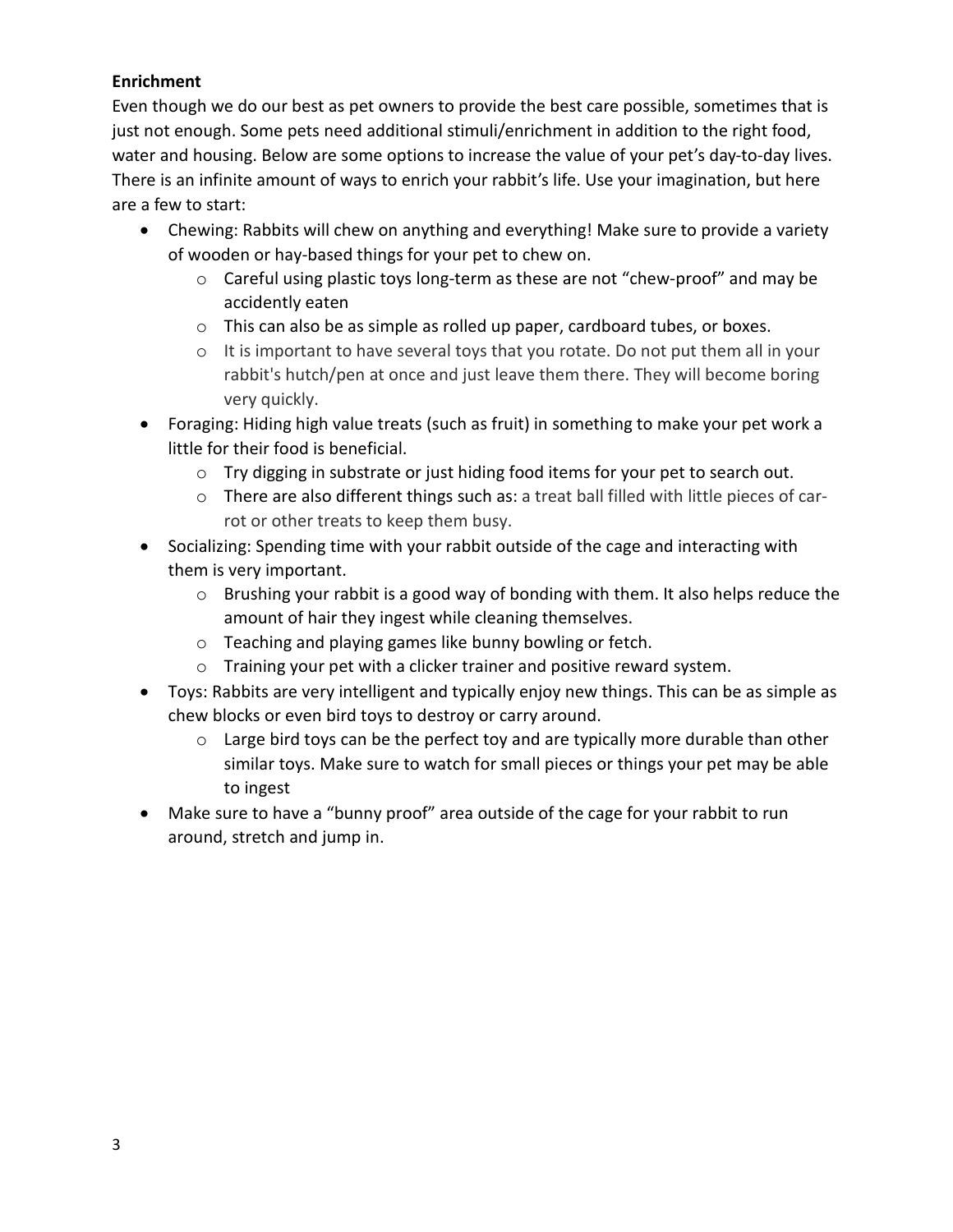**Enrichment**

Even though we do our best as pet owners to provide the best care possible, sometimes that is just not enough. Some pets need additional stimuli/enrichment in addition to the right food, water and housing. Below are some options to increase the value of your pet's day-to-day lives. There is an infinite amount of ways to enrich your rabbit's life. Use your imagination, but here are a few to start:

- Chewing: Rabbits will chew on anything and everything! Make sure to provide a variety of wooden or hay-based things for your pet to chew on.
  - Careful using plastic toys long-term as these are not "chew-proof" and may be accidently eaten
  - This can also be as simple as rolled up paper, cardboard tubes, or boxes.
  - It is important to have several toys that you rotate. Do not put them all in your rabbit's hutch/pen at once and just leave them there. They will become boring very quickly.
- Foraging: Hiding high value treats (such as fruit) in something to make your pet work a little for their food is beneficial.
  - Try digging in substrate or just hiding food items for your pet to search out.
  - There are also different things such as: a treat ball filled with little pieces of carrot or other treats to keep them busy.
- Socializing: Spending time with your rabbit outside of the cage and interacting with them is very important.
  - Brushing your rabbit is a good way of bonding with them. It also helps reduce the amount of hair they ingest while cleaning themselves.
  - Teaching and playing games like bunny bowling or fetch.
  - Training your pet with a clicker trainer and positive reward system.
- Toys: Rabbits are very intelligent and typically enjoy new things. This can be as simple as chew blocks or even bird toys to destroy or carry around.
  - Large bird toys can be the perfect toy and are typically more durable than other similar toys. Make sure to watch for small pieces or things your pet may be able to ingest
- Make sure to have a "bunny proof" area outside of the cage for your rabbit to run around, stretch and jump in.